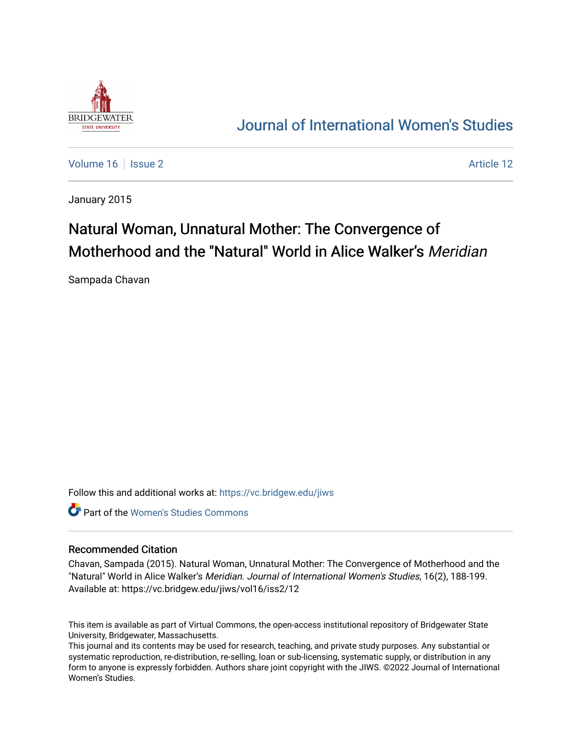# Journal of International Women's Studies

Volume 16 | Issue 2 | Article 12

January 2015

# Natural Woman, Unnatural Mother: The Convergence of Motherhood and the "Natural" World in Alice Walker's *Meridian*

Sampada Chavan

Follow this and additional works at: https://vc.bridgew.edu/jiws

Part of the Women's Studies Commons

## Recommended Citation

Chavan, Sampada (2015). Natural Woman, Unnatural Mother: The Convergence of Motherhood and the "Natural" World in Alice Walker's *Meridian*. *Journal of International Women's Studies*, 16(2), 188-199.
Available at: https://vc.bridgew.edu/jiws/vol16/iss2/12

This item is available as part of Virtual Commons, the open-access institutional repository of Bridgewater State University, Bridgewater, Massachusetts.
This journal and its contents may be used for research, teaching, and private study purposes. Any substantial or systematic reproduction, re-distribution, re-selling, loan or sub-licensing, systematic supply, or distribution in any form to anyone is expressly forbidden. Authors share joint copyright with the JIWS. ©2022 Journal of International Women's Studies.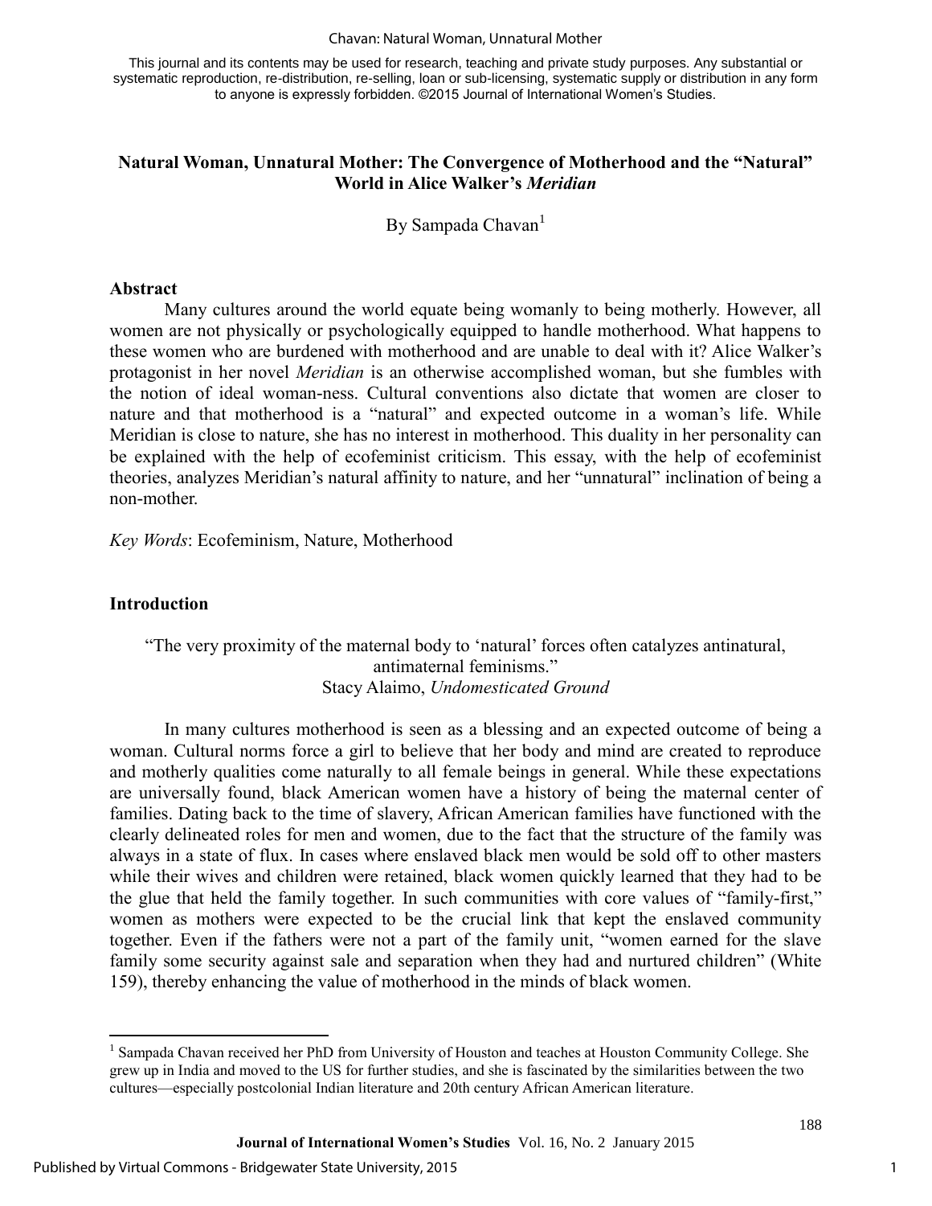This journal and its contents may be used for research, teaching and private study purposes. Any substantial or systematic reproduction, re-distribution, re-selling, loan or sub-licensing, systematic supply or distribution in any form to anyone is expressly forbidden. ©2015 Journal of International Women's Studies.

# Natural Woman, Unnatural Mother: The Convergence of Motherhood and the "Natural" World in Alice Walker's *Meridian*

By Sampada Chavan[1]

## Abstract

Many cultures around the world equate being womanly to being motherly. However, all women are not physically or psychologically equipped to handle motherhood. What happens to these women who are burdened with motherhood and are unable to deal with it? Alice Walker's protagonist in her novel *Meridian* is an otherwise accomplished woman, but she fumbles with the notion of ideal woman-ness. Cultural conventions also dictate that women are closer to nature and that motherhood is a "natural" and expected outcome in a woman's life. While Meridian is close to nature, she has no interest in motherhood. This duality in her personality can be explained with the help of ecofeminist criticism. This essay, with the help of ecofeminist theories, analyzes Meridian's natural affinity to nature, and her "unnatural" inclination of being a non-mother.

*Key Words*: Ecofeminism, Nature, Motherhood

## Introduction

"The very proximity of the maternal body to 'natural' forces often catalyzes antinatural, antimaternal feminisms."
Stacy Alaimo, *Undomesticated Ground*

In many cultures motherhood is seen as a blessing and an expected outcome of being a woman. Cultural norms force a girl to believe that her body and mind are created to reproduce and motherly qualities come naturally to all female beings in general. While these expectations are universally found, black American women have a history of being the maternal center of families. Dating back to the time of slavery, African American families have functioned with the clearly delineated roles for men and women, due to the fact that the structure of the family was always in a state of flux. In cases where enslaved black men would be sold off to other masters while their wives and children were retained, black women quickly learned that they had to be the glue that held the family together. In such communities with core values of "family-first," women as mothers were expected to be the crucial link that kept the enslaved community together. Even if the fathers were not a part of the family unit, "women earned for the slave family some security against sale and separation when they had and nurtured children" (White 159), thereby enhancing the value of motherhood in the minds of black women.

[1] Sampada Chavan received her PhD from University of Houston and teaches at Houston Community College. She grew up in India and moved to the US for further studies, and she is fascinated by the similarities between the two cultures—especially postcolonial Indian literature and 20th century African American literature.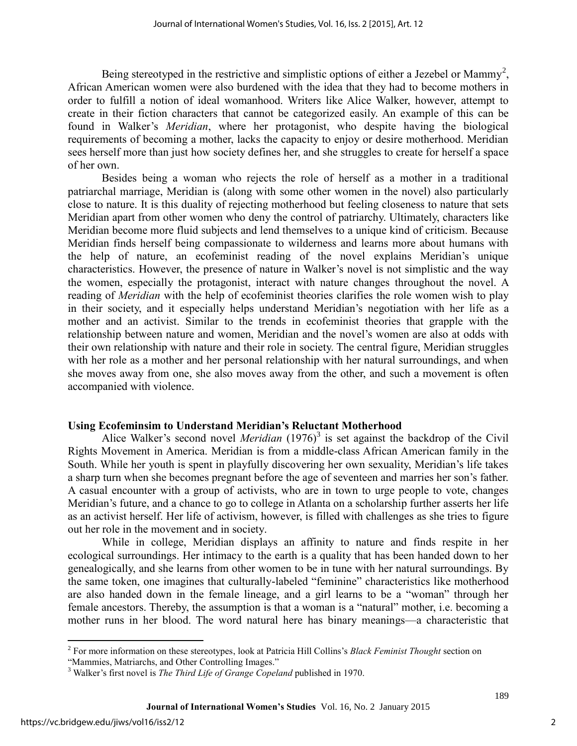Being stereotyped in the restrictive and simplistic options of either a Jezebel or Mammy[2], African American women were also burdened with the idea that they had to become mothers in order to fulfill a notion of ideal womanhood. Writers like Alice Walker, however, attempt to create in their fiction characters that cannot be categorized easily. An example of this can be found in Walker's *Meridian*, where her protagonist, who despite having the biological requirements of becoming a mother, lacks the capacity to enjoy or desire motherhood. Meridian sees herself more than just how society defines her, and she struggles to create for herself a space of her own.

Besides being a woman who rejects the role of herself as a mother in a traditional patriarchal marriage, Meridian is (along with some other women in the novel) also particularly close to nature. It is this duality of rejecting motherhood but feeling closeness to nature that sets Meridian apart from other women who deny the control of patriarchy. Ultimately, characters like Meridian become more fluid subjects and lend themselves to a unique kind of criticism. Because Meridian finds herself being compassionate to wilderness and learns more about humans with the help of nature, an ecofeminist reading of the novel explains Meridian's unique characteristics. However, the presence of nature in Walker's novel is not simplistic and the way the women, especially the protagonist, interact with nature changes throughout the novel. A reading of *Meridian* with the help of ecofeminist theories clarifies the role women wish to play in their society, and it especially helps understand Meridian's negotiation with her life as a mother and an activist. Similar to the trends in ecofeminist theories that grapple with the relationship between nature and women, Meridian and the novel's women are also at odds with their own relationship with nature and their role in society. The central figure, Meridian struggles with her role as a mother and her personal relationship with her natural surroundings, and when she moves away from one, she also moves away from the other, and such a movement is often accompanied with violence.

## Using Ecofeminsim to Understand Meridian's Reluctant Motherhood

Alice Walker's second novel *Meridian* (1976)[3] is set against the backdrop of the Civil Rights Movement in America. Meridian is from a middle-class African American family in the South. While her youth is spent in playfully discovering her own sexuality, Meridian's life takes a sharp turn when she becomes pregnant before the age of seventeen and marries her son's father. A casual encounter with a group of activists, who are in town to urge people to vote, changes Meridian's future, and a chance to go to college in Atlanta on a scholarship further asserts her life as an activist herself. Her life of activism, however, is filled with challenges as she tries to figure out her role in the movement and in society.

While in college, Meridian displays an affinity to nature and finds respite in her ecological surroundings. Her intimacy to the earth is a quality that has been handed down to her genealogically, and she learns from other women to be in tune with her natural surroundings. By the same token, one imagines that culturally-labeled "feminine" characteristics like motherhood are also handed down in the female lineage, and a girl learns to be a "woman" through her female ancestors. Thereby, the assumption is that a woman is a "natural" mother, i.e. becoming a mother runs in her blood. The word natural here has binary meanings—a characteristic that

---

[2] For more information on these stereotypes, look at Patricia Hill Collins's *Black Feminist Thought* section on "Mammies, Matriarchs, and Other Controlling Images."

[3] Walker's first novel is *The Third Life of Grange Copeland* published in 1970.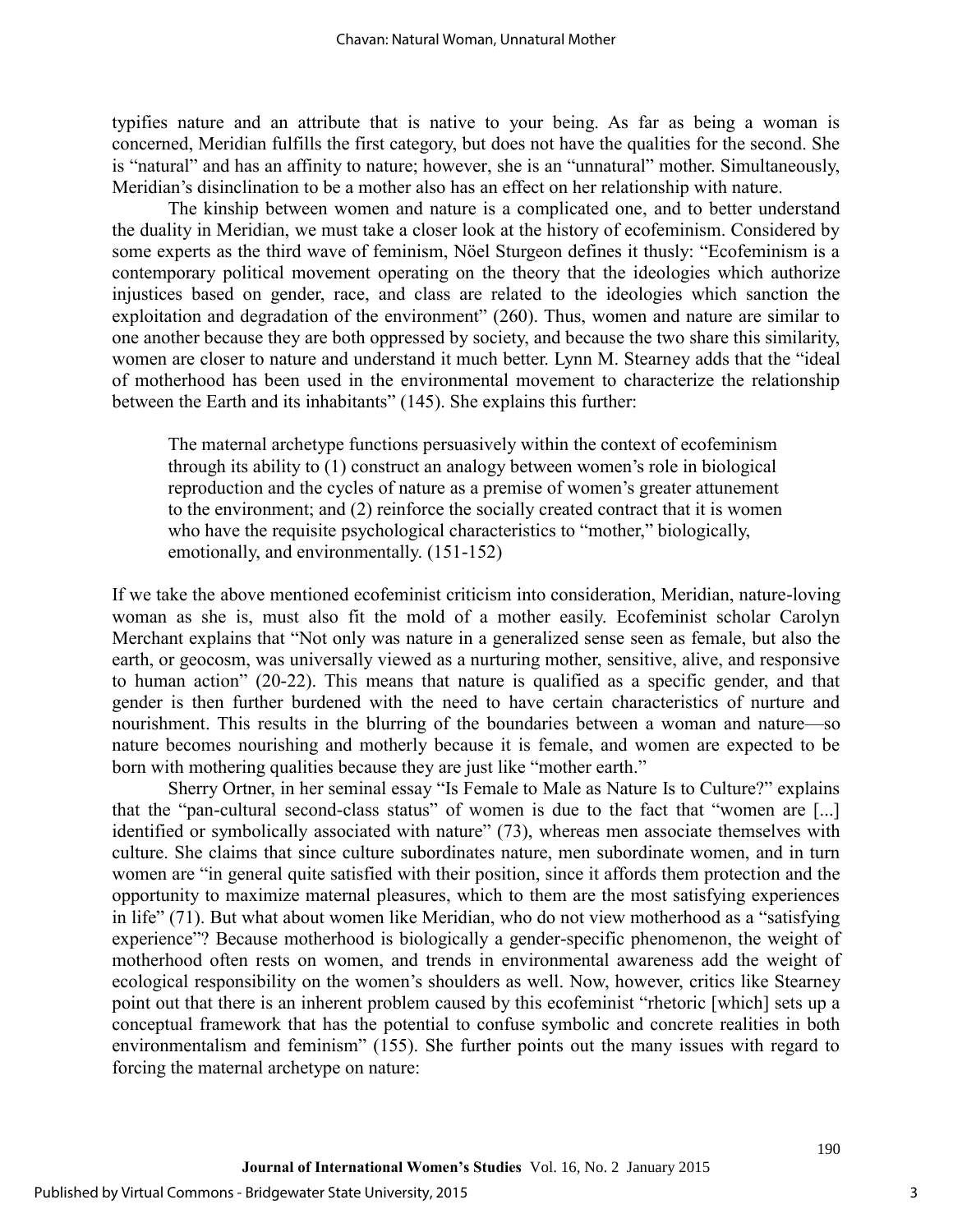typifies nature and an attribute that is native to your being. As far as being a woman is concerned, Meridian fulfills the first category, but does not have the qualities for the second. She is "natural" and has an affinity to nature; however, she is an "unnatural" mother. Simultaneously, Meridian's disinclination to be a mother also has an effect on her relationship with nature.

The kinship between women and nature is a complicated one, and to better understand the duality in Meridian, we must take a closer look at the history of ecofeminism. Considered by some experts as the third wave of feminism, Nöel Sturgeon defines it thusly: "Ecofeminism is a contemporary political movement operating on the theory that the ideologies which authorize injustices based on gender, race, and class are related to the ideologies which sanction the exploitation and degradation of the environment" (260). Thus, women and nature are similar to one another because they are both oppressed by society, and because the two share this similarity, women are closer to nature and understand it much better. Lynn M. Stearney adds that the "ideal of motherhood has been used in the environmental movement to characterize the relationship between the Earth and its inhabitants" (145). She explains this further:

> The maternal archetype functions persuasively within the context of ecofeminism through its ability to (1) construct an analogy between women's role in biological reproduction and the cycles of nature as a premise of women's greater attunement to the environment; and (2) reinforce the socially created contract that it is women who have the requisite psychological characteristics to "mother," biologically, emotionally, and environmentally. (151-152)

If we take the above mentioned ecofeminist criticism into consideration, Meridian, nature-loving woman as she is, must also fit the mold of a mother easily. Ecofeminist scholar Carolyn Merchant explains that "Not only was nature in a generalized sense seen as female, but also the earth, or geocosm, was universally viewed as a nurturing mother, sensitive, alive, and responsive to human action" (20-22). This means that nature is qualified as a specific gender, and that gender is then further burdened with the need to have certain characteristics of nurture and nourishment. This results in the blurring of the boundaries between a woman and nature—so nature becomes nourishing and motherly because it is female, and women are expected to be born with mothering qualities because they are just like "mother earth."

Sherry Ortner, in her seminal essay "Is Female to Male as Nature Is to Culture?" explains that the "pan-cultural second-class status" of women is due to the fact that "women are [...] identified or symbolically associated with nature" (73), whereas men associate themselves with culture. She claims that since culture subordinates nature, men subordinate women, and in turn women are "in general quite satisfied with their position, since it affords them protection and the opportunity to maximize maternal pleasures, which to them are the most satisfying experiences in life" (71). But what about women like Meridian, who do not view motherhood as a "satisfying experience"? Because motherhood is biologically a gender-specific phenomenon, the weight of motherhood often rests on women, and trends in environmental awareness add the weight of ecological responsibility on the women's shoulders as well. Now, however, critics like Stearney point out that there is an inherent problem caused by this ecofeminist "rhetoric [which] sets up a conceptual framework that has the potential to confuse symbolic and concrete realities in both environmentalism and feminism" (155). She further points out the many issues with regard to forcing the maternal archetype on nature: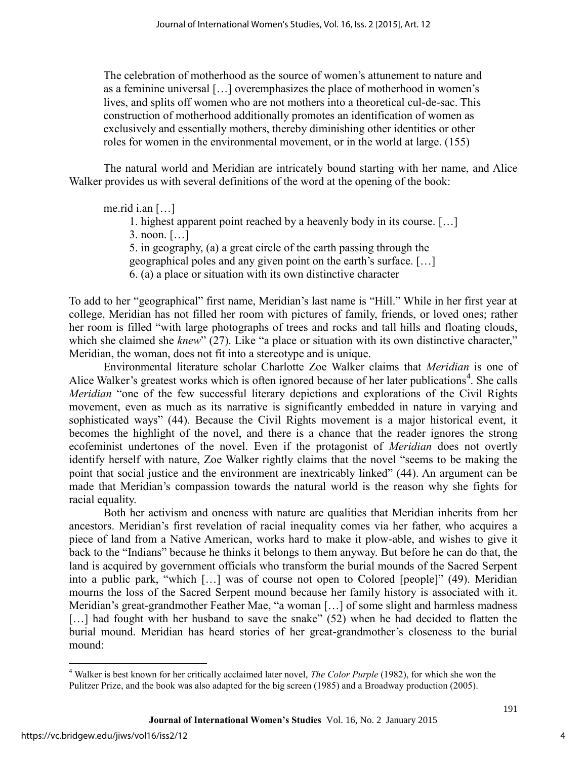> The celebration of motherhood as the source of women's attunement to nature and as a feminine universal […] overemphasizes the place of motherhood in women's lives, and splits off women who are not mothers into a theoretical cul-de-sac. This construction of motherhood additionally promotes an identification of women as exclusively and essentially mothers, thereby diminishing other identities or other roles for women in the environmental movement, or in the world at large. (155)

The natural world and Meridian are intricately bound starting with her name, and Alice Walker provides us with several definitions of the word at the opening of the book:

> me.rid i.an […]
>
> 1. highest apparent point reached by a heavenly body in its course. […]
>
> 3. noon. […]
>
> 5. in geography, (a) a great circle of the earth passing through the geographical poles and any given point on the earth's surface. […]
>
> 6. (a) a place or situation with its own distinctive character

To add to her "geographical" first name, Meridian's last name is "Hill." While in her first year at college, Meridian has not filled her room with pictures of family, friends, or loved ones; rather her room is filled "with large photographs of trees and rocks and tall hills and floating clouds, which she claimed she *knew*" (27). Like "a place or situation with its own distinctive character," Meridian, the woman, does not fit into a stereotype and is unique.

Environmental literature scholar Charlotte Zoe Walker claims that *Meridian* is one of Alice Walker's greatest works which is often ignored because of her later publications[4]. She calls *Meridian* "one of the few successful literary depictions and explorations of the Civil Rights movement, even as much as its narrative is significantly embedded in nature in varying and sophisticated ways" (44). Because the Civil Rights movement is a major historical event, it becomes the highlight of the novel, and there is a chance that the reader ignores the strong ecofeminist undertones of the novel. Even if the protagonist of *Meridian* does not overtly identify herself with nature, Zoe Walker rightly claims that the novel "seems to be making the point that social justice and the environment are inextricably linked" (44). An argument can be made that Meridian's compassion towards the natural world is the reason why she fights for racial equality.

Both her activism and oneness with nature are qualities that Meridian inherits from her ancestors. Meridian's first revelation of racial inequality comes via her father, who acquires a piece of land from a Native American, works hard to make it plow-able, and wishes to give it back to the "Indians" because he thinks it belongs to them anyway. But before he can do that, the land is acquired by government officials who transform the burial mounds of the Sacred Serpent into a public park, "which […] was of course not open to Colored [people]" (49). Meridian mourns the loss of the Sacred Serpent mound because her family history is associated with it. Meridian's great-grandmother Feather Mae, "a woman […] of some slight and harmless madness […] had fought with her husband to save the snake" (52) when he had decided to flatten the burial mound. Meridian has heard stories of her great-grandmother's closeness to the burial mound:

---

[4] Walker is best known for her critically acclaimed later novel, *The Color Purple* (1982), for which she won the Pulitzer Prize, and the book was also adapted for the big screen (1985) and a Broadway production (2005).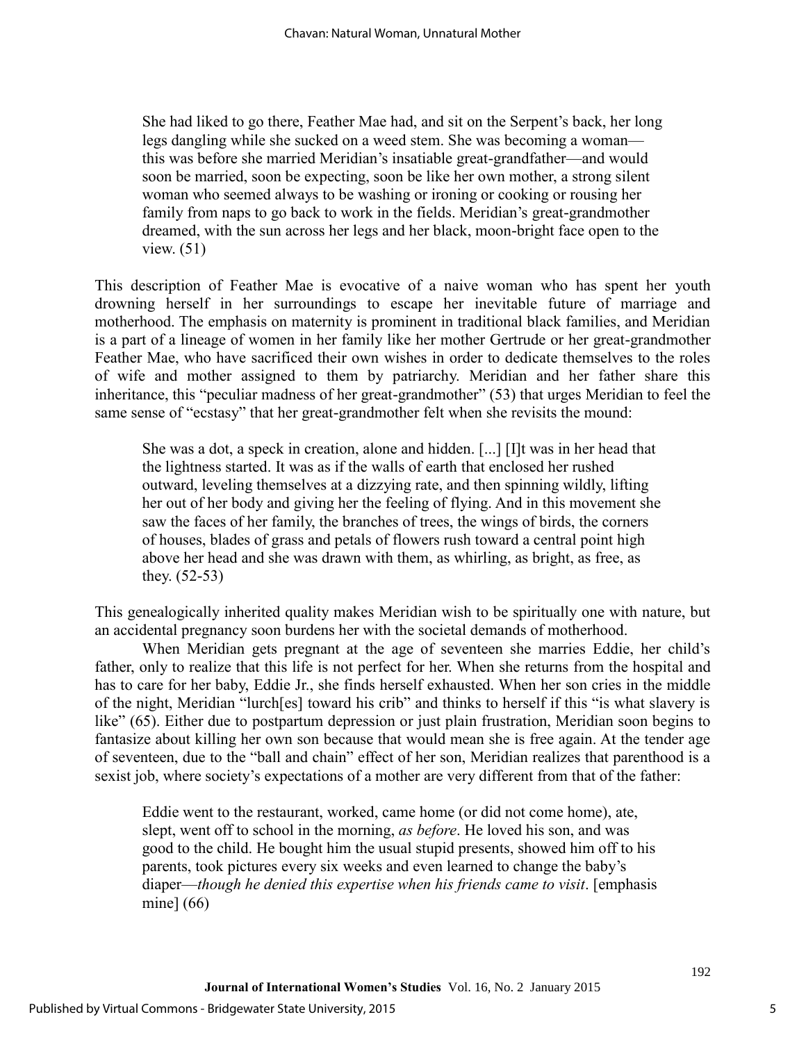> She had liked to go there, Feather Mae had, and sit on the Serpent's back, her long legs dangling while she sucked on a weed stem. She was becoming a woman—this was before she married Meridian's insatiable great-grandfather—and would soon be married, soon be expecting, soon be like her own mother, a strong silent woman who seemed always to be washing or ironing or cooking or rousing her family from naps to go back to work in the fields. Meridian's great-grandmother dreamed, with the sun across her legs and her black, moon-bright face open to the view. (51)

This description of Feather Mae is evocative of a naive woman who has spent her youth drowning herself in her surroundings to escape her inevitable future of marriage and motherhood. The emphasis on maternity is prominent in traditional black families, and Meridian is a part of a lineage of women in her family like her mother Gertrude or her great-grandmother Feather Mae, who have sacrificed their own wishes in order to dedicate themselves to the roles of wife and mother assigned to them by patriarchy. Meridian and her father share this inheritance, this "peculiar madness of her great-grandmother" (53) that urges Meridian to feel the same sense of "ecstasy" that her great-grandmother felt when she revisits the mound:

> She was a dot, a speck in creation, alone and hidden. [...] [I]t was in her head that the lightness started. It was as if the walls of earth that enclosed her rushed outward, leveling themselves at a dizzying rate, and then spinning wildly, lifting her out of her body and giving her the feeling of flying. And in this movement she saw the faces of her family, the branches of trees, the wings of birds, the corners of houses, blades of grass and petals of flowers rush toward a central point high above her head and she was drawn with them, as whirling, as bright, as free, as they. (52-53)

This genealogically inherited quality makes Meridian wish to be spiritually one with nature, but an accidental pregnancy soon burdens her with the societal demands of motherhood.

When Meridian gets pregnant at the age of seventeen she marries Eddie, her child's father, only to realize that this life is not perfect for her. When she returns from the hospital and has to care for her baby, Eddie Jr., she finds herself exhausted. When her son cries in the middle of the night, Meridian "lurch[es] toward his crib" and thinks to herself if this "is what slavery is like" (65). Either due to postpartum depression or just plain frustration, Meridian soon begins to fantasize about killing her own son because that would mean she is free again. At the tender age of seventeen, due to the "ball and chain" effect of her son, Meridian realizes that parenthood is a sexist job, where society's expectations of a mother are very different from that of the father:

> Eddie went to the restaurant, worked, came home (or did not come home), ate, slept, went off to school in the morning, *as before*. He loved his son, and was good to the child. He bought him the usual stupid presents, showed him off to his parents, took pictures every six weeks and even learned to change the baby's diaper—*though he denied this expertise when his friends came to visit*. [emphasis mine] (66)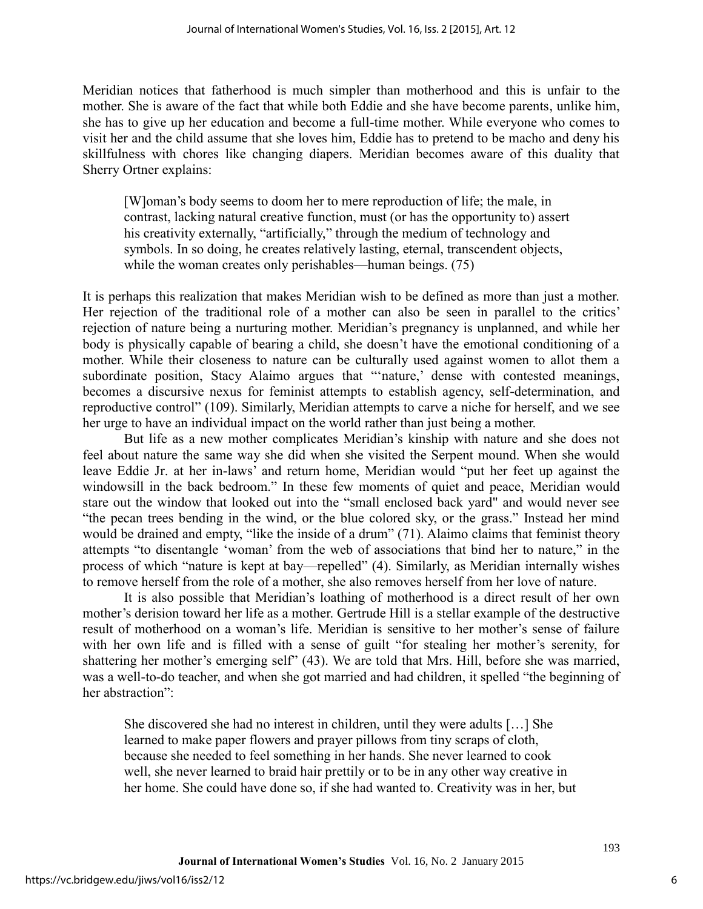Meridian notices that fatherhood is much simpler than motherhood and this is unfair to the mother. She is aware of the fact that while both Eddie and she have become parents, unlike him, she has to give up her education and become a full-time mother. While everyone who comes to visit her and the child assume that she loves him, Eddie has to pretend to be macho and deny his skillfulness with chores like changing diapers. Meridian becomes aware of this duality that Sherry Ortner explains:

> [W]oman's body seems to doom her to mere reproduction of life; the male, in contrast, lacking natural creative function, must (or has the opportunity to) assert his creativity externally, "artificially," through the medium of technology and symbols. In so doing, he creates relatively lasting, eternal, transcendent objects, while the woman creates only perishables—human beings. (75)

It is perhaps this realization that makes Meridian wish to be defined as more than just a mother. Her rejection of the traditional role of a mother can also be seen in parallel to the critics' rejection of nature being a nurturing mother. Meridian's pregnancy is unplanned, and while her body is physically capable of bearing a child, she doesn't have the emotional conditioning of a mother. While their closeness to nature can be culturally used against women to allot them a subordinate position, Stacy Alaimo argues that "'nature,' dense with contested meanings, becomes a discursive nexus for feminist attempts to establish agency, self-determination, and reproductive control" (109). Similarly, Meridian attempts to carve a niche for herself, and we see her urge to have an individual impact on the world rather than just being a mother.

But life as a new mother complicates Meridian's kinship with nature and she does not feel about nature the same way she did when she visited the Serpent mound. When she would leave Eddie Jr. at her in-laws' and return home, Meridian would "put her feet up against the windowsill in the back bedroom." In these few moments of quiet and peace, Meridian would stare out the window that looked out into the "small enclosed back yard" and would never see "the pecan trees bending in the wind, or the blue colored sky, or the grass." Instead her mind would be drained and empty, "like the inside of a drum" (71). Alaimo claims that feminist theory attempts "to disentangle 'woman' from the web of associations that bind her to nature," in the process of which "nature is kept at bay—repelled" (4). Similarly, as Meridian internally wishes to remove herself from the role of a mother, she also removes herself from her love of nature.

It is also possible that Meridian's loathing of motherhood is a direct result of her own mother's derision toward her life as a mother. Gertrude Hill is a stellar example of the destructive result of motherhood on a woman's life. Meridian is sensitive to her mother's sense of failure with her own life and is filled with a sense of guilt "for stealing her mother's serenity, for shattering her mother's emerging self" (43). We are told that Mrs. Hill, before she was married, was a well-to-do teacher, and when she got married and had children, it spelled "the beginning of her abstraction":

> She discovered she had no interest in children, until they were adults […] She learned to make paper flowers and prayer pillows from tiny scraps of cloth, because she needed to feel something in her hands. She never learned to cook well, she never learned to braid hair prettily or to be in any other way creative in her home. She could have done so, if she had wanted to. Creativity was in her, but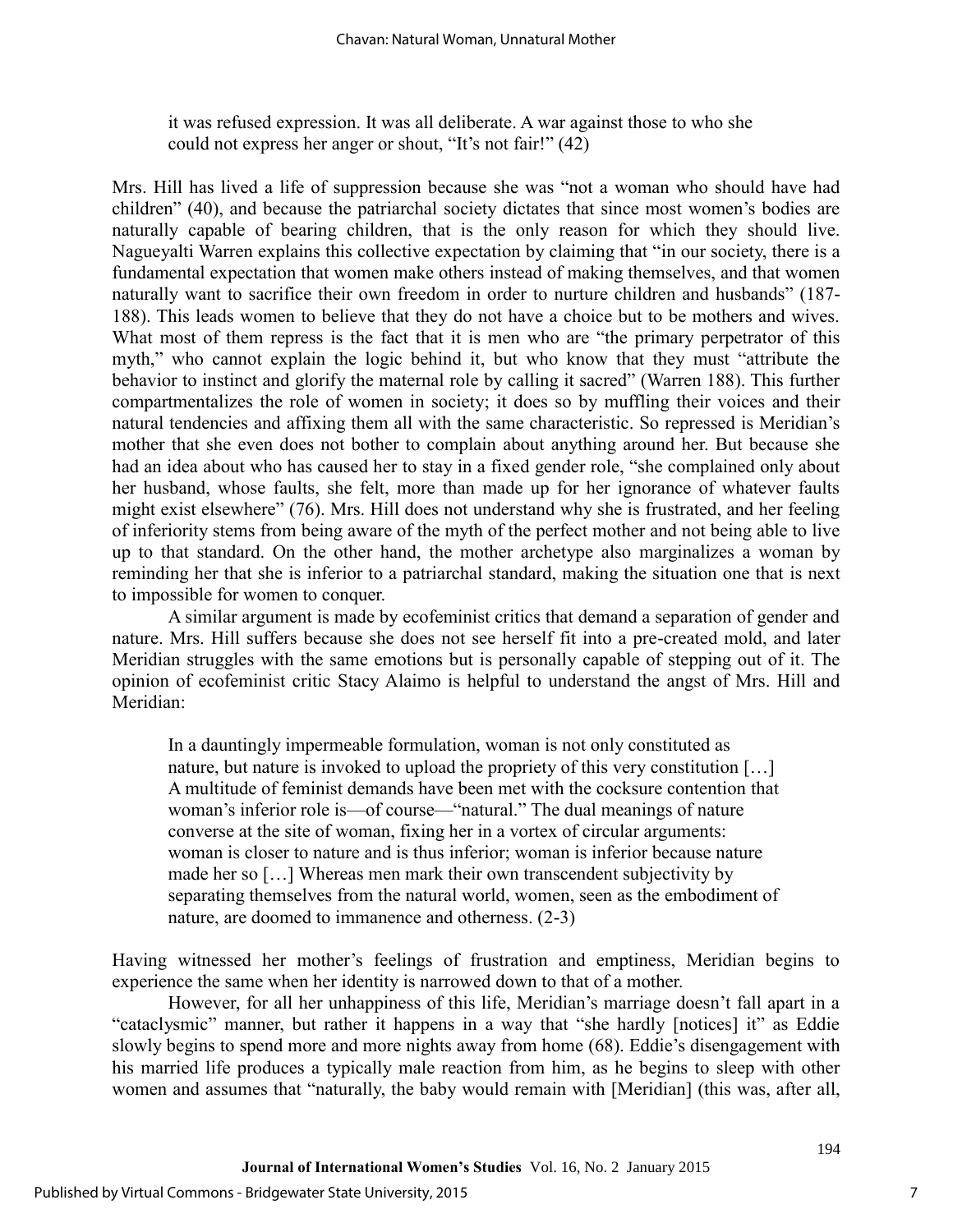> it was refused expression. It was all deliberate. A war against those to who she could not express her anger or shout, "It's not fair!" (42)

Mrs. Hill has lived a life of suppression because she was "not a woman who should have had children" (40), and because the patriarchal society dictates that since most women's bodies are naturally capable of bearing children, that is the only reason for which they should live. Nagueyalti Warren explains this collective expectation by claiming that "in our society, there is a fundamental expectation that women make others instead of making themselves, and that women naturally want to sacrifice their own freedom in order to nurture children and husbands" (187-188). This leads women to believe that they do not have a choice but to be mothers and wives. What most of them repress is the fact that it is men who are "the primary perpetrator of this myth," who cannot explain the logic behind it, but who know that they must "attribute the behavior to instinct and glorify the maternal role by calling it sacred" (Warren 188). This further compartmentalizes the role of women in society; it does so by muffling their voices and their natural tendencies and affixing them all with the same characteristic. So repressed is Meridian's mother that she even does not bother to complain about anything around her. But because she had an idea about who has caused her to stay in a fixed gender role, "she complained only about her husband, whose faults, she felt, more than made up for her ignorance of whatever faults might exist elsewhere" (76). Mrs. Hill does not understand why she is frustrated, and her feeling of inferiority stems from being aware of the myth of the perfect mother and not being able to live up to that standard. On the other hand, the mother archetype also marginalizes a woman by reminding her that she is inferior to a patriarchal standard, making the situation one that is next to impossible for women to conquer.

A similar argument is made by ecofeminist critics that demand a separation of gender and nature. Mrs. Hill suffers because she does not see herself fit into a pre-created mold, and later Meridian struggles with the same emotions but is personally capable of stepping out of it. The opinion of ecofeminist critic Stacy Alaimo is helpful to understand the angst of Mrs. Hill and Meridian:

> In a dauntingly impermeable formulation, woman is not only constituted as nature, but nature is invoked to upload the propriety of this very constitution […] A multitude of feminist demands have been met with the cocksure contention that woman's inferior role is—of course—"natural." The dual meanings of nature converse at the site of woman, fixing her in a vortex of circular arguments: woman is closer to nature and is thus inferior; woman is inferior because nature made her so […] Whereas men mark their own transcendent subjectivity by separating themselves from the natural world, women, seen as the embodiment of nature, are doomed to immanence and otherness. (2-3)

Having witnessed her mother's feelings of frustration and emptiness, Meridian begins to experience the same when her identity is narrowed down to that of a mother.

However, for all her unhappiness of this life, Meridian's marriage doesn't fall apart in a "cataclysmic" manner, but rather it happens in a way that "she hardly [notices] it" as Eddie slowly begins to spend more and more nights away from home (68). Eddie's disengagement with his married life produces a typically male reaction from him, as he begins to sleep with other women and assumes that "naturally, the baby would remain with [Meridian] (this was, after all,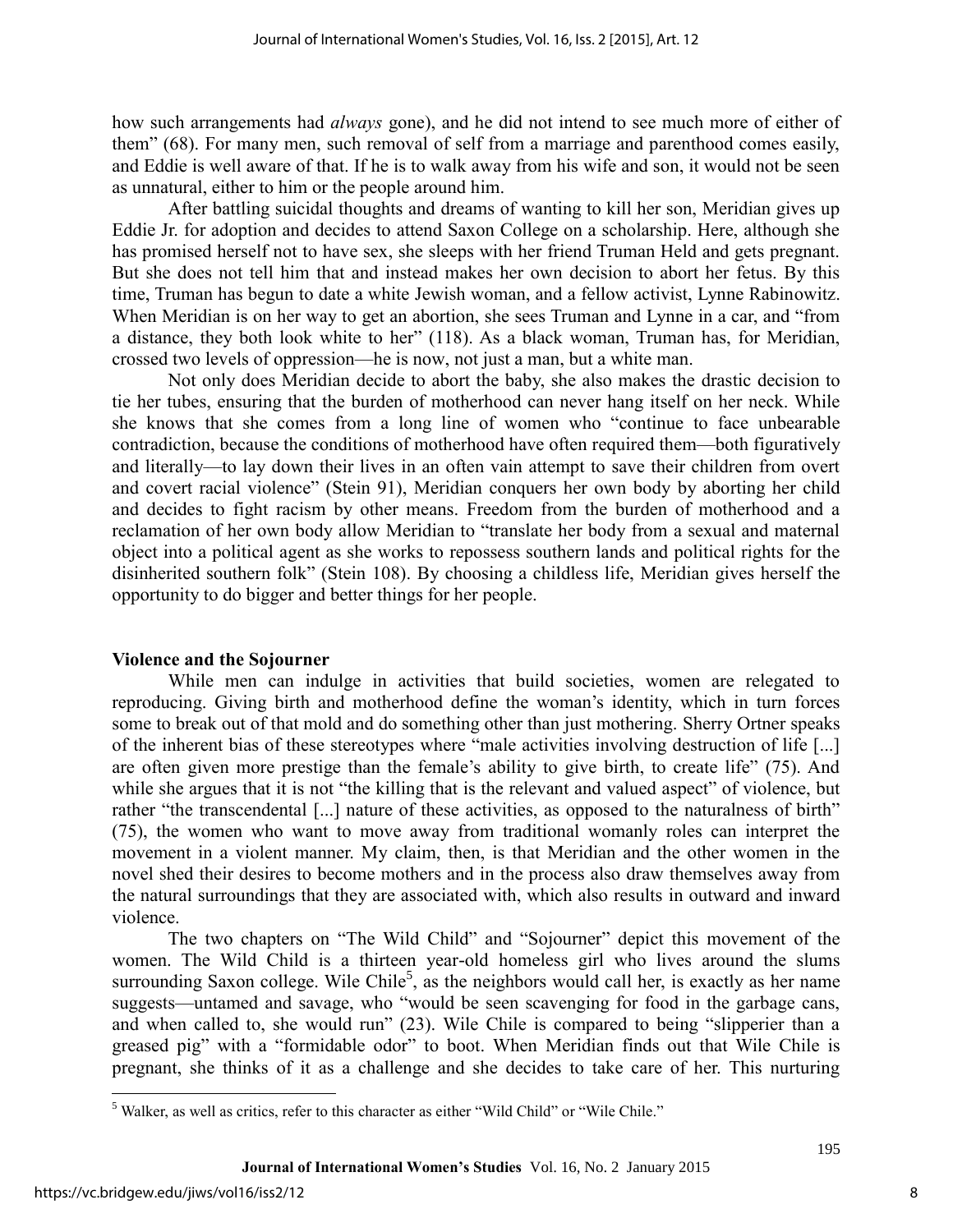how such arrangements had *always* gone), and he did not intend to see much more of either of them" (68). For many men, such removal of self from a marriage and parenthood comes easily, and Eddie is well aware of that. If he is to walk away from his wife and son, it would not be seen as unnatural, either to him or the people around him.

After battling suicidal thoughts and dreams of wanting to kill her son, Meridian gives up Eddie Jr. for adoption and decides to attend Saxon College on a scholarship. Here, although she has promised herself not to have sex, she sleeps with her friend Truman Held and gets pregnant. But she does not tell him that and instead makes her own decision to abort her fetus. By this time, Truman has begun to date a white Jewish woman, and a fellow activist, Lynne Rabinowitz. When Meridian is on her way to get an abortion, she sees Truman and Lynne in a car, and "from a distance, they both look white to her" (118). As a black woman, Truman has, for Meridian, crossed two levels of oppression—he is now, not just a man, but a white man.

Not only does Meridian decide to abort the baby, she also makes the drastic decision to tie her tubes, ensuring that the burden of motherhood can never hang itself on her neck. While she knows that she comes from a long line of women who "continue to face unbearable contradiction, because the conditions of motherhood have often required them—both figuratively and literally—to lay down their lives in an often vain attempt to save their children from overt and covert racial violence" (Stein 91), Meridian conquers her own body by aborting her child and decides to fight racism by other means. Freedom from the burden of motherhood and a reclamation of her own body allow Meridian to "translate her body from a sexual and maternal object into a political agent as she works to repossess southern lands and political rights for the disinherited southern folk" (Stein 108). By choosing a childless life, Meridian gives herself the opportunity to do bigger and better things for her people.

**Violence and the Sojourner**

While men can indulge in activities that build societies, women are relegated to reproducing. Giving birth and motherhood define the woman's identity, which in turn forces some to break out of that mold and do something other than just mothering. Sherry Ortner speaks of the inherent bias of these stereotypes where "male activities involving destruction of life [...] are often given more prestige than the female's ability to give birth, to create life" (75). And while she argues that it is not "the killing that is the relevant and valued aspect" of violence, but rather "the transcendental [...] nature of these activities, as opposed to the naturalness of birth" (75), the women who want to move away from traditional womanly roles can interpret the movement in a violent manner. My claim, then, is that Meridian and the other women in the novel shed their desires to become mothers and in the process also draw themselves away from the natural surroundings that they are associated with, which also results in outward and inward violence.

The two chapters on "The Wild Child" and "Sojourner" depict this movement of the women. The Wild Child is a thirteen year-old homeless girl who lives around the slums surrounding Saxon college. Wile Chile[5], as the neighbors would call her, is exactly as her name suggests—untamed and savage, who "would be seen scavenging for food in the garbage cans, and when called to, she would run" (23). Wile Chile is compared to being "slipperier than a greased pig" with a "formidable odor" to boot. When Meridian finds out that Wile Chile is pregnant, she thinks of it as a challenge and she decides to take care of her. This nurturing

[5] Walker, as well as critics, refer to this character as either "Wild Child" or "Wile Chile."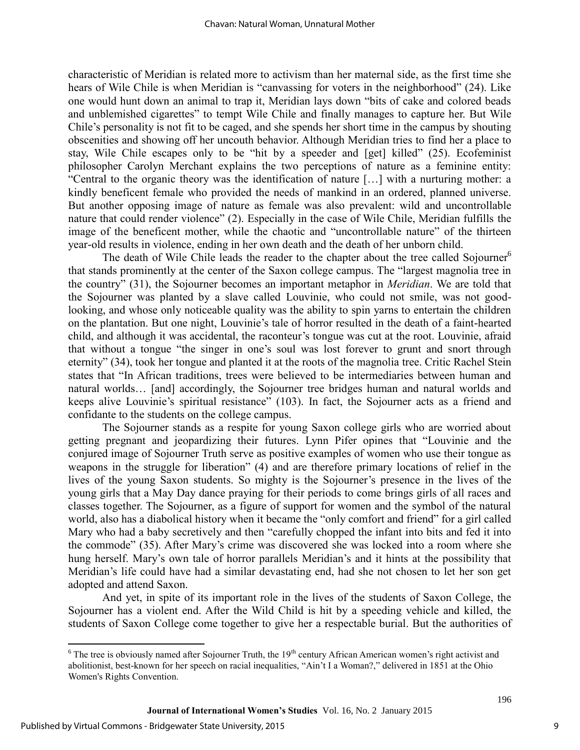characteristic of Meridian is related more to activism than her maternal side, as the first time she hears of Wile Chile is when Meridian is "canvassing for voters in the neighborhood" (24). Like one would hunt down an animal to trap it, Meridian lays down "bits of cake and colored beads and unblemished cigarettes" to tempt Wile Chile and finally manages to capture her. But Wile Chile's personality is not fit to be caged, and she spends her short time in the campus by shouting obscenities and showing off her uncouth behavior. Although Meridian tries to find her a place to stay, Wile Chile escapes only to be "hit by a speeder and [get] killed" (25). Ecofeminist philosopher Carolyn Merchant explains the two perceptions of nature as a feminine entity: "Central to the organic theory was the identification of nature […] with a nurturing mother: a kindly beneficent female who provided the needs of mankind in an ordered, planned universe. But another opposing image of nature as female was also prevalent: wild and uncontrollable nature that could render violence" (2). Especially in the case of Wile Chile, Meridian fulfills the image of the beneficent mother, while the chaotic and "uncontrollable nature" of the thirteen year-old results in violence, ending in her own death and the death of her unborn child.

The death of Wile Chile leads the reader to the chapter about the tree called Sojourner[6] that stands prominently at the center of the Saxon college campus. The "largest magnolia tree in the country" (31), the Sojourner becomes an important metaphor in *Meridian*. We are told that the Sojourner was planted by a slave called Louvinie, who could not smile, was not good-looking, and whose only noticeable quality was the ability to spin yarns to entertain the children on the plantation. But one night, Louvinie's tale of horror resulted in the death of a faint-hearted child, and although it was accidental, the raconteur's tongue was cut at the root. Louvinie, afraid that without a tongue "the singer in one's soul was lost forever to grunt and snort through eternity" (34), took her tongue and planted it at the roots of the magnolia tree. Critic Rachel Stein states that "In African traditions, trees were believed to be intermediaries between human and natural worlds… [and] accordingly, the Sojourner tree bridges human and natural worlds and keeps alive Louvinie's spiritual resistance" (103). In fact, the Sojourner acts as a friend and confidante to the students on the college campus.

The Sojourner stands as a respite for young Saxon college girls who are worried about getting pregnant and jeopardizing their futures. Lynn Pifer opines that "Louvinie and the conjured image of Sojourner Truth serve as positive examples of women who use their tongue as weapons in the struggle for liberation" (4) and are therefore primary locations of relief in the lives of the young Saxon students. So mighty is the Sojourner's presence in the lives of the young girls that a May Day dance praying for their periods to come brings girls of all races and classes together. The Sojourner, as a figure of support for women and the symbol of the natural world, also has a diabolical history when it became the "only comfort and friend" for a girl called Mary who had a baby secretively and then "carefully chopped the infant into bits and fed it into the commode" (35). After Mary's crime was discovered she was locked into a room where she hung herself. Mary's own tale of horror parallels Meridian's and it hints at the possibility that Meridian's life could have had a similar devastating end, had she not chosen to let her son get adopted and attend Saxon.

And yet, in spite of its important role in the lives of the students of Saxon College, the Sojourner has a violent end. After the Wild Child is hit by a speeding vehicle and killed, the students of Saxon College come together to give her a respectable burial. But the authorities of

[6] The tree is obviously named after Sojourner Truth, the 19th century African American women's right activist and abolitionist, best-known for her speech on racial inequalities, "Ain't I a Woman?," delivered in 1851 at the Ohio Women's Rights Convention.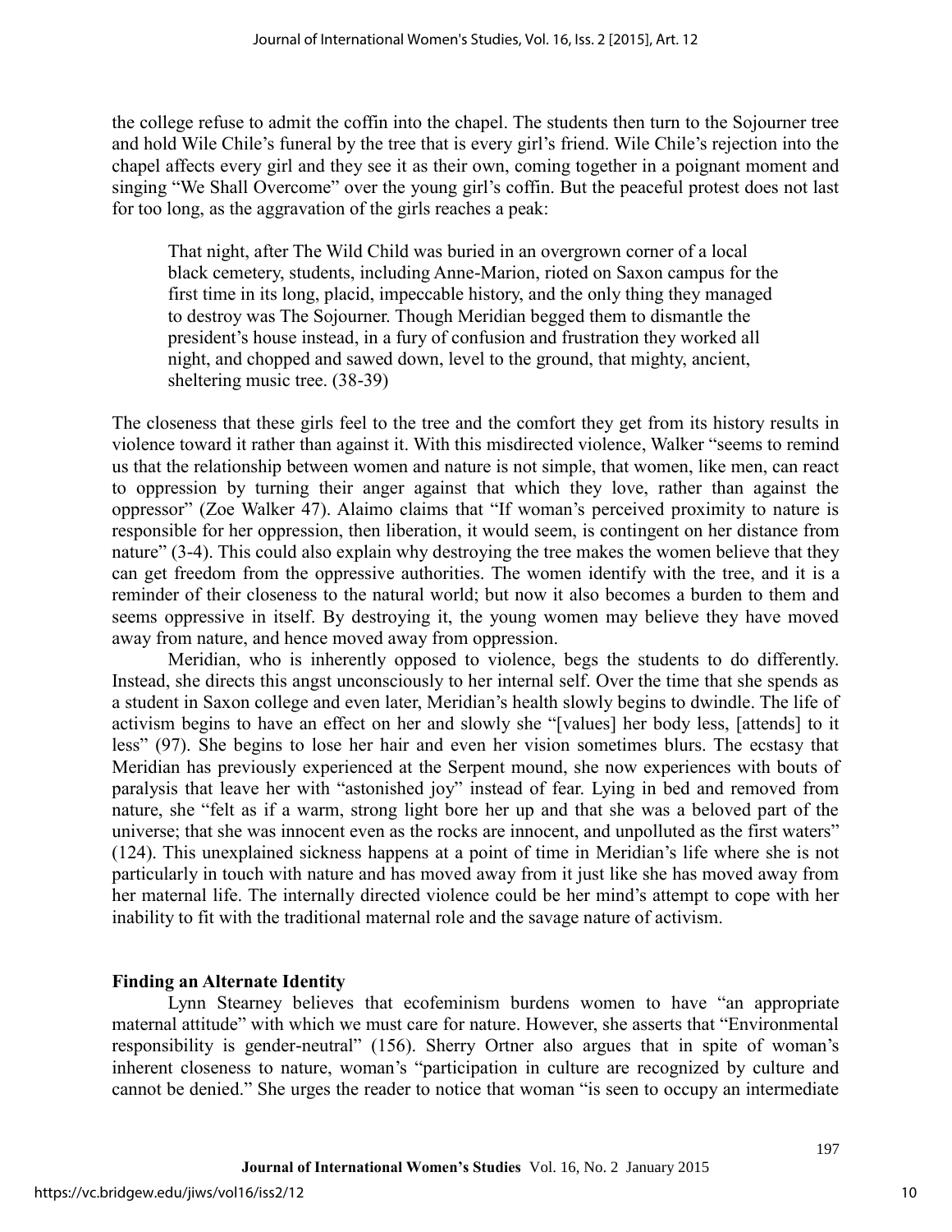the college refuse to admit the coffin into the chapel. The students then turn to the Sojourner tree and hold Wile Chile's funeral by the tree that is every girl's friend. Wile Chile's rejection into the chapel affects every girl and they see it as their own, coming together in a poignant moment and singing "We Shall Overcome" over the young girl's coffin. But the peaceful protest does not last for too long, as the aggravation of the girls reaches a peak:

> That night, after The Wild Child was buried in an overgrown corner of a local black cemetery, students, including Anne-Marion, rioted on Saxon campus for the first time in its long, placid, impeccable history, and the only thing they managed to destroy was The Sojourner. Though Meridian begged them to dismantle the president's house instead, in a fury of confusion and frustration they worked all night, and chopped and sawed down, level to the ground, that mighty, ancient, sheltering music tree. (38-39)

The closeness that these girls feel to the tree and the comfort they get from its history results in violence toward it rather than against it. With this misdirected violence, Walker "seems to remind us that the relationship between women and nature is not simple, that women, like men, can react to oppression by turning their anger against that which they love, rather than against the oppressor" (Zoe Walker 47). Alaimo claims that "If woman's perceived proximity to nature is responsible for her oppression, then liberation, it would seem, is contingent on her distance from nature" (3-4). This could also explain why destroying the tree makes the women believe that they can get freedom from the oppressive authorities. The women identify with the tree, and it is a reminder of their closeness to the natural world; but now it also becomes a burden to them and seems oppressive in itself. By destroying it, the young women may believe they have moved away from nature, and hence moved away from oppression.

Meridian, who is inherently opposed to violence, begs the students to do differently. Instead, she directs this angst unconsciously to her internal self. Over the time that she spends as a student in Saxon college and even later, Meridian's health slowly begins to dwindle. The life of activism begins to have an effect on her and slowly she "[values] her body less, [attends] to it less" (97). She begins to lose her hair and even her vision sometimes blurs. The ecstasy that Meridian has previously experienced at the Serpent mound, she now experiences with bouts of paralysis that leave her with "astonished joy" instead of fear. Lying in bed and removed from nature, she "felt as if a warm, strong light bore her up and that she was a beloved part of the universe; that she was innocent even as the rocks are innocent, and unpolluted as the first waters" (124). This unexplained sickness happens at a point of time in Meridian's life where she is not particularly in touch with nature and has moved away from it just like she has moved away from her maternal life. The internally directed violence could be her mind's attempt to cope with her inability to fit with the traditional maternal role and the savage nature of activism.

## Finding an Alternate Identity

Lynn Stearney believes that ecofeminism burdens women to have "an appropriate maternal attitude" with which we must care for nature. However, she asserts that "Environmental responsibility is gender-neutral" (156). Sherry Ortner also argues that in spite of woman's inherent closeness to nature, woman's "participation in culture are recognized by culture and cannot be denied." She urges the reader to notice that woman "is seen to occupy an intermediate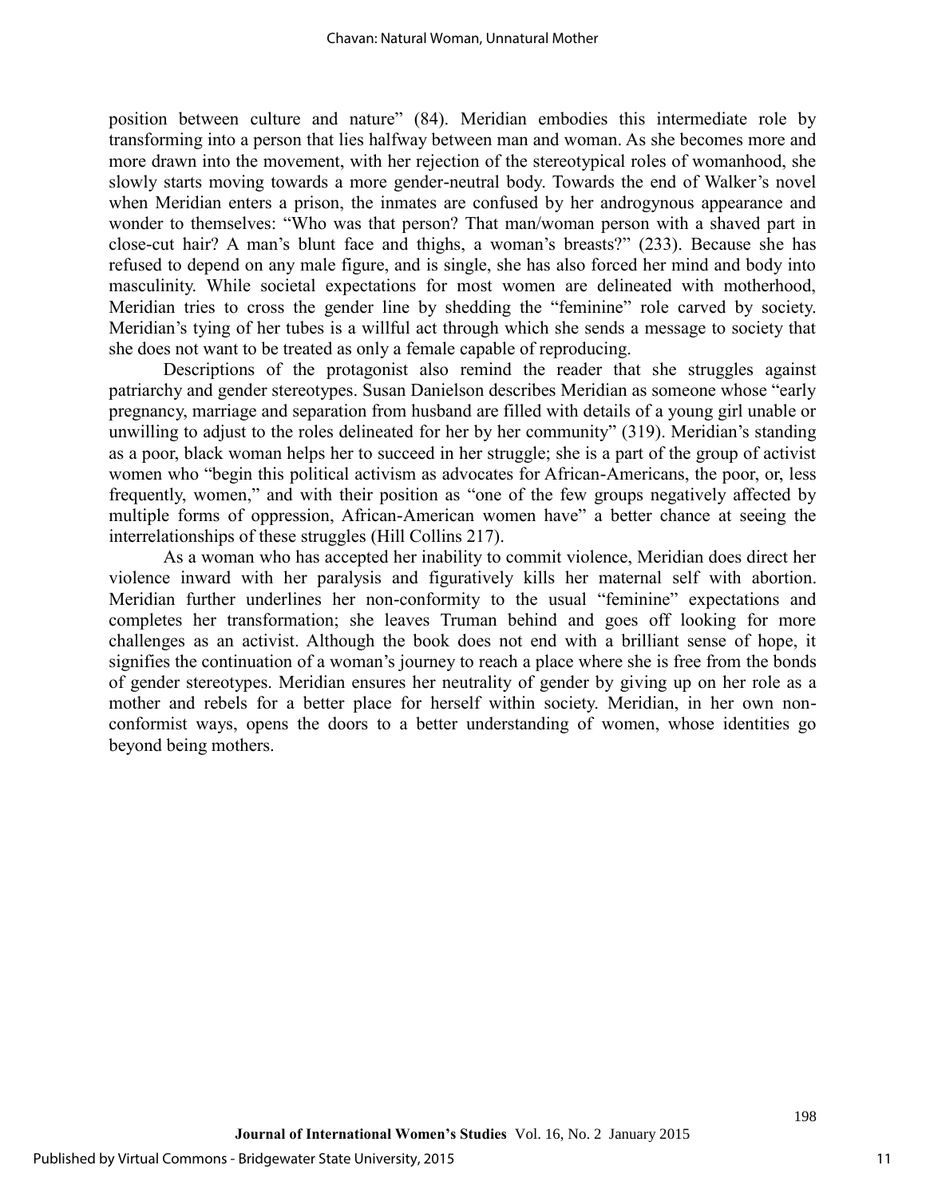position between culture and nature" (84). Meridian embodies this intermediate role by transforming into a person that lies halfway between man and woman. As she becomes more and more drawn into the movement, with her rejection of the stereotypical roles of womanhood, she slowly starts moving towards a more gender-neutral body. Towards the end of Walker's novel when Meridian enters a prison, the inmates are confused by her androgynous appearance and wonder to themselves: "Who was that person? That man/woman person with a shaved part in close-cut hair? A man's blunt face and thighs, a woman's breasts?" (233). Because she has refused to depend on any male figure, and is single, she has also forced her mind and body into masculinity. While societal expectations for most women are delineated with motherhood, Meridian tries to cross the gender line by shedding the "feminine" role carved by society. Meridian's tying of her tubes is a willful act through which she sends a message to society that she does not want to be treated as only a female capable of reproducing.

Descriptions of the protagonist also remind the reader that she struggles against patriarchy and gender stereotypes. Susan Danielson describes Meridian as someone whose "early pregnancy, marriage and separation from husband are filled with details of a young girl unable or unwilling to adjust to the roles delineated for her by her community" (319). Meridian's standing as a poor, black woman helps her to succeed in her struggle; she is a part of the group of activist women who "begin this political activism as advocates for African-Americans, the poor, or, less frequently, women," and with their position as "one of the few groups negatively affected by multiple forms of oppression, African-American women have" a better chance at seeing the interrelationships of these struggles (Hill Collins 217).

As a woman who has accepted her inability to commit violence, Meridian does direct her violence inward with her paralysis and figuratively kills her maternal self with abortion. Meridian further underlines her non-conformity to the usual "feminine" expectations and completes her transformation; she leaves Truman behind and goes off looking for more challenges as an activist. Although the book does not end with a brilliant sense of hope, it signifies the continuation of a woman's journey to reach a place where she is free from the bonds of gender stereotypes. Meridian ensures her neutrality of gender by giving up on her role as a mother and rebels for a better place for herself within society. Meridian, in her own non-conformist ways, opens the doors to a better understanding of women, whose identities go beyond being mothers.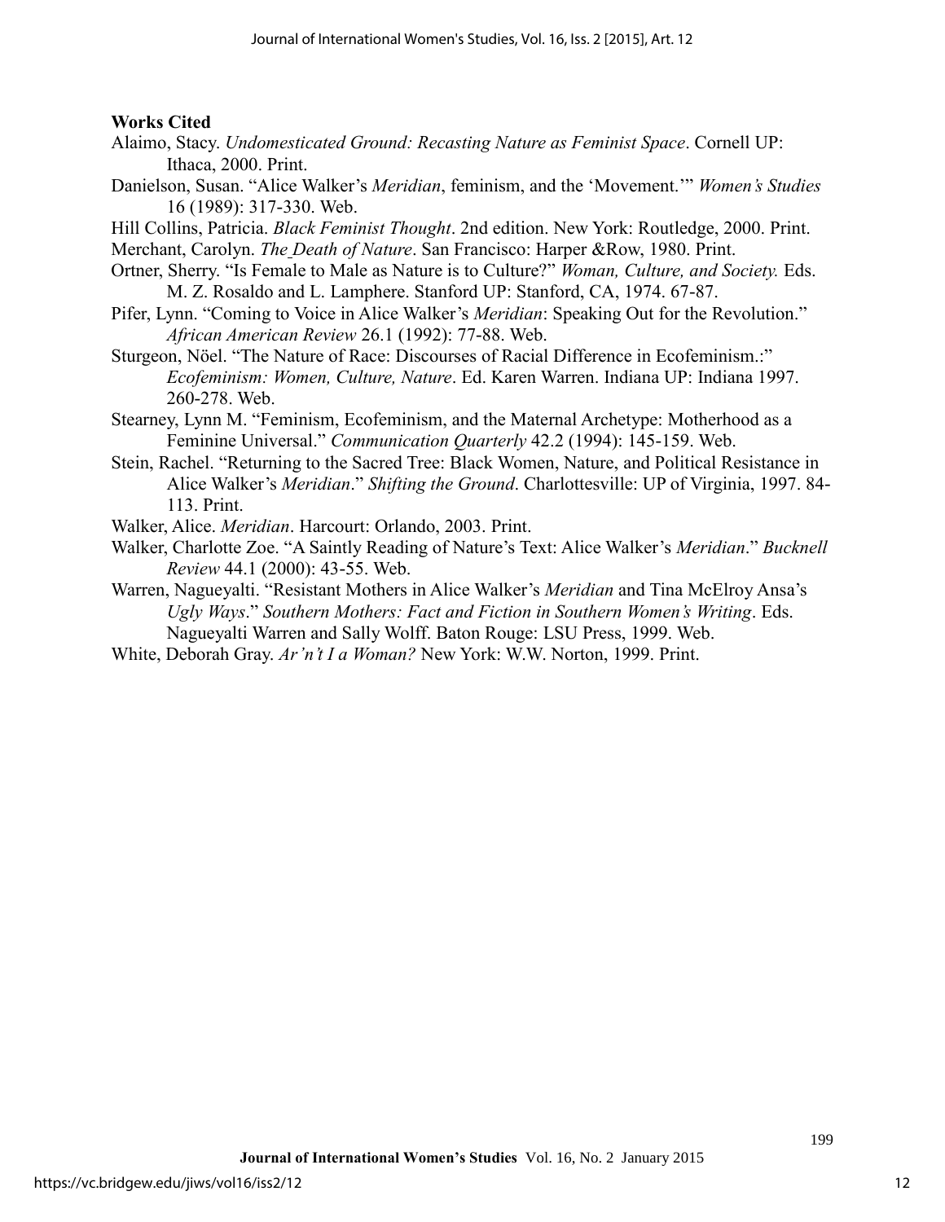**Works Cited**

Alaimo, Stacy. *Undomesticated Ground: Recasting Nature as Feminist Space*. Cornell UP: Ithaca, 2000. Print.

Danielson, Susan. "Alice Walker's *Meridian*, feminism, and the 'Movement.'" *Women's Studies* 16 (1989): 317-330. Web.

Hill Collins, Patricia. *Black Feminist Thought*. 2nd edition. New York: Routledge, 2000. Print.

Merchant, Carolyn. *The Death of Nature*. San Francisco: Harper &Row, 1980. Print.

Ortner, Sherry. "Is Female to Male as Nature is to Culture?" *Woman, Culture, and Society.* Eds. M. Z. Rosaldo and L. Lamphere. Stanford UP: Stanford, CA, 1974. 67-87.

Pifer, Lynn. "Coming to Voice in Alice Walker's *Meridian*: Speaking Out for the Revolution." *African American Review* 26.1 (1992): 77-88. Web.

Sturgeon, Nöel. "The Nature of Race: Discourses of Racial Difference in Ecofeminism.:" *Ecofeminism: Women, Culture, Nature*. Ed. Karen Warren. Indiana UP: Indiana 1997. 260-278. Web.

Stearney, Lynn M. "Feminism, Ecofeminism, and the Maternal Archetype: Motherhood as a Feminine Universal." *Communication Quarterly* 42.2 (1994): 145-159. Web.

Stein, Rachel. "Returning to the Sacred Tree: Black Women, Nature, and Political Resistance in Alice Walker's *Meridian*." *Shifting the Ground*. Charlottesville: UP of Virginia, 1997. 84-113. Print.

Walker, Alice. *Meridian*. Harcourt: Orlando, 2003. Print.

Walker, Charlotte Zoe. "A Saintly Reading of Nature's Text: Alice Walker's *Meridian*." *Bucknell Review* 44.1 (2000): 43-55. Web.

Warren, Nagueyalti. "Resistant Mothers in Alice Walker's *Meridian* and Tina McElroy Ansa's *Ugly Ways*." *Southern Mothers: Fact and Fiction in Southern Women's Writing*. Eds. Nagueyalti Warren and Sally Wolff. Baton Rouge: LSU Press, 1999. Web.

White, Deborah Gray. *Ar'n't I a Woman?* New York: W.W. Norton, 1999. Print.